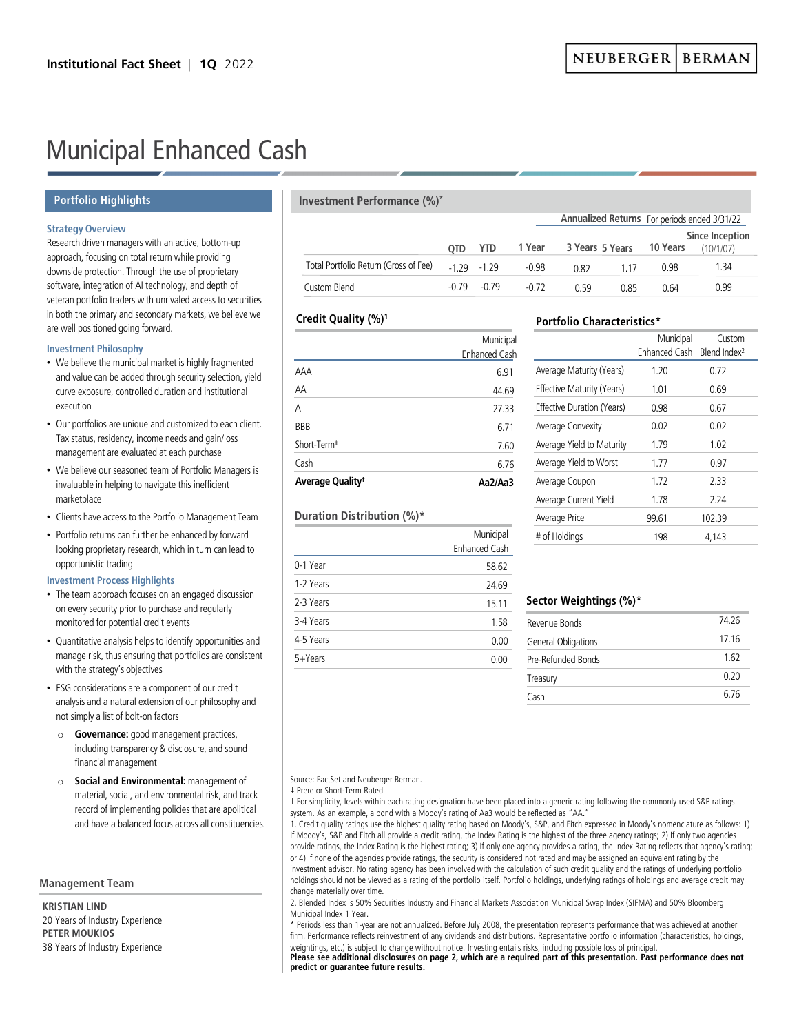Institutional Fact Sheet | 1Q 2022

NEUBERGER | BERMAN

# Municipal Enhanced Cash

## Portfolio Highlights

### Strategy Overview

Research driven managers with an active, bottom-up approach, focusing on total return while providing downside protection. Through the use of proprietary software, integration of AI technology, and depth of veteran portfolio traders with unrivaled access to securities in both the primary and secondary markets, we believe we are well positioned going forward.

### Investment Philosophy

- We believe the municipal market is highly fragmented and value can be added through security selection, yield curve exposure, controlled duration and institutional execution
- Our portfolios are unique and customized to each client. Tax status, residency, income needs and gain/loss management are evaluated at each purchase
- We believe our seasoned team of Portfolio Managers is invaluable in helping to navigate this inefficient marketplace
- Clients have access to the Portfolio Management Team
- Portfolio returns can further be enhanced by forward looking proprietary research, which in turn can lead to opportunistic trading

### Investment Process Highlights

- The team approach focuses on an engaged discussion on every security prior to purchase and regularly monitored for potential credit events
- Quantitative analysis helps to identify opportunities and manage risk, thus ensuring that portfolios are consistent with the strategy's objectives
- ESG considerations are a component of our credit analysis and a natural extension of our philosophy and not simply a list of bolt-on factors
  - **Governance:** good management practices, including transparency & disclosure, and sound financial management
  - **Social and Environmental:** management of material, social, and environmental risk, and track record of implementing policies that are apolitical and have a balanced focus across all constituencies.

## Management Team

**KRISTIAN LIND**
20 Years of Industry Experience
**PETER MOUKIOS**
38 Years of Industry Experience

## Investment Performance (%)*

| | | | Annualized Returns | For periods ended 3/31/22 | | | |
|---|---|---|---|---|---|---|---|
| | QTD | YTD | 1 Year | 3 Years | 5 Years | 10 Years | Since Inception (10/1/07) |
| Total Portfolio Return (Gross of Fee) | -1.29 | -1.29 | -0.98 | 0.82 | 1.17 | 0.98 | 1.34 |
| Custom Blend | -0.79 | -0.79 | -0.72 | 0.59 | 0.85 | 0.64 | 0.99 |

## Credit Quality (%)[1]

| | Municipal Enhanced Cash |
|---|---|
| AAA | 6.91 |
| AA | 44.69 |
| A | 27.33 |
| BBB | 6.71 |
| Short-Term‡ | 7.60 |
| Cash | 6.76 |
| **Average Quality†** | **Aa2/Aa3** |

## Duration Distribution (%)*

| | Municipal Enhanced Cash |
|---|---|
| 0-1 Year | 58.62 |
| 1-2 Years | 24.69 |
| 2-3 Years | 15.11 |
| 3-4 Years | 1.58 |
| 4-5 Years | 0.00 |
| 5+Years | 0.00 |

## Portfolio Characteristics*

| | Municipal Enhanced Cash | Custom Blend Index[2] |
|---|---|---|
| Average Maturity (Years) | 1.20 | 0.72 |
| Effective Maturity (Years) | 1.01 | 0.69 |
| Effective Duration (Years) | 0.98 | 0.67 |
| Average Convexity | 0.02 | 0.02 |
| Average Yield to Maturity | 1.79 | 1.02 |
| Average Yield to Worst | 1.77 | 0.97 |
| Average Coupon | 1.72 | 2.33 |
| Average Current Yield | 1.78 | 2.24 |
| Average Price | 99.61 | 102.39 |
| # of Holdings | 198 | 4,143 |

## Sector Weightings (%)*

| | |
|---|---|
| Revenue Bonds | 74.26 |
| General Obligations | 17.16 |
| Pre-Refunded Bonds | 1.62 |
| Treasury | 0.20 |
| Cash | 6.76 |

Source: FactSet and Neuberger Berman.

‡ Prere or Short-Term Rated

† For simplicity, levels within each rating designation have been placed into a generic rating following the commonly used S&P ratings system. As an example, a bond with a Moody's rating of Aa3 would be reflected as "AA."

1. Credit quality ratings use the highest quality rating based on Moody's, S&P, and Fitch expressed in Moody's nomenclature as follows: 1) If Moody's, S&P and Fitch all provide a credit rating, the Index Rating is the highest of the three agency ratings; 2) If only two agencies provide ratings, the Index Rating is the highest rating; 3) If only one agency provides a rating, the Index Rating reflects that agency's rating; or 4) If none of the agencies provide ratings, the security is considered not rated and may be assigned an equivalent rating by the investment advisor. No rating agency has been involved with the calculation of such credit quality and the ratings of underlying portfolio holdings should not be viewed as a rating of the portfolio itself. Portfolio holdings, underlying ratings of holdings and average credit may change materially over time.

2. Blended Index is 50% Securities Industry and Financial Markets Association Municipal Swap Index (SIFMA) and 50% Bloomberg Municipal Index 1 Year.

\* Periods less than 1-year are not annualized. Before July 2008, the presentation represents performance that was achieved at another firm. Performance reflects reinvestment of any dividends and distributions. Representative portfolio information (characteristics, holdings, weightings, etc.) is subject to change without notice. Investing entails risks, including possible loss of principal.

**Please see additional disclosures on page 2, which are a required part of this presentation. Past performance does not predict or guarantee future results.**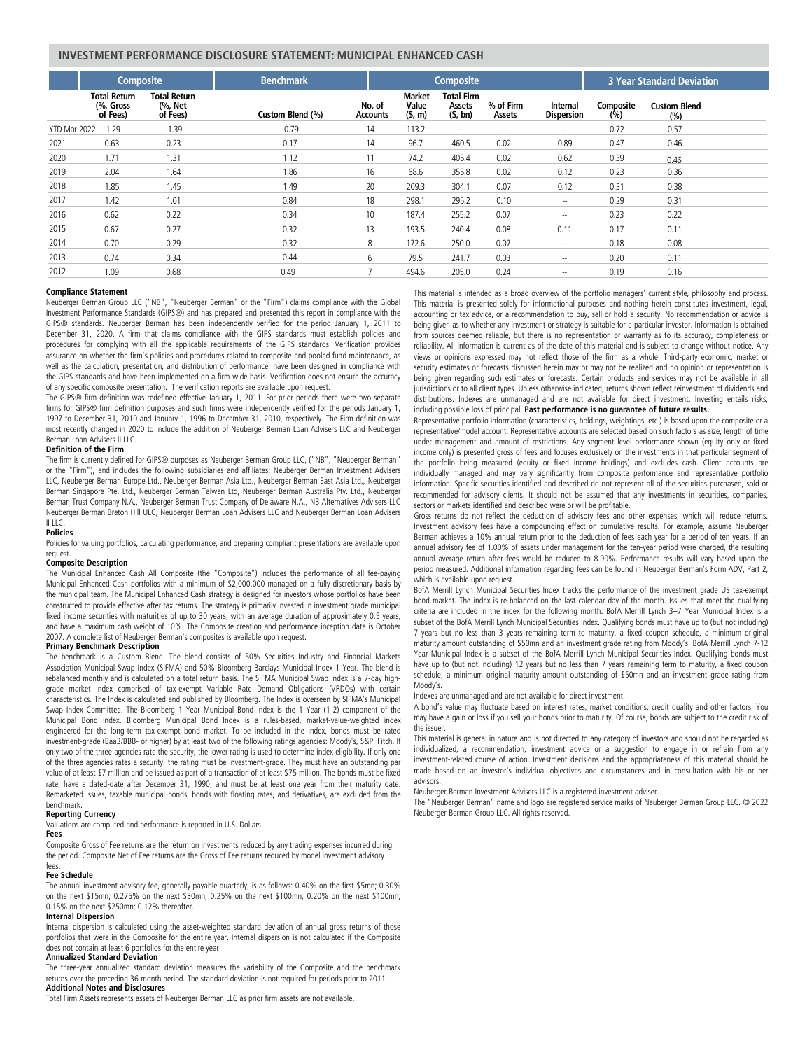## INVESTMENT PERFORMANCE DISCLOSURE STATEMENT: MUNICIPAL ENHANCED CASH

| | Composite | | Benchmark | Composite | | | | | 3 Year Standard Deviation | |
|---|---|---|---|---|---|---|---|---|---|---|
| | Total Return (%, Gross of Fees) | Total Return (%, Net of Fees) | Custom Blend (%) | No. of Accounts | Market Value ($, m) | Total Firm Assets ($, bn) | % of Firm Assets | Internal Dispersion | Composite (%) | Custom Blend (%) |
| YTD Mar-2022 | -1.29 | -1.39 | -0.79 | 14 | 113.2 | -- | -- | -- | 0.72 | 0.57 |
| 2021 | 0.63 | 0.23 | 0.17 | 14 | 96.7 | 460.5 | 0.02 | 0.89 | 0.47 | 0.46 |
| 2020 | 1.71 | 1.31 | 1.12 | 11 | 74.2 | 405.4 | 0.02 | 0.62 | 0.39 | 0.46 |
| 2019 | 2.04 | 1.64 | 1.86 | 16 | 68.6 | 355.8 | 0.02 | 0.12 | 0.23 | 0.36 |
| 2018 | 1.85 | 1.45 | 1.49 | 20 | 209.3 | 304.1 | 0.07 | 0.12 | 0.31 | 0.38 |
| 2017 | 1.42 | 1.01 | 0.84 | 18 | 298.1 | 295.2 | 0.10 | -- | 0.29 | 0.31 |
| 2016 | 0.62 | 0.22 | 0.34 | 10 | 187.4 | 255.2 | 0.07 | -- | 0.23 | 0.22 |
| 2015 | 0.67 | 0.27 | 0.32 | 13 | 193.5 | 240.4 | 0.08 | 0.11 | 0.17 | 0.11 |
| 2014 | 0.70 | 0.29 | 0.32 | 8 | 172.6 | 250.0 | 0.07 | -- | 0.18 | 0.08 |
| 2013 | 0.74 | 0.34 | 0.44 | 6 | 79.5 | 241.7 | 0.03 | -- | 0.20 | 0.11 |
| 2012 | 1.09 | 0.68 | 0.49 | 7 | 494.6 | 205.0 | 0.24 | -- | 0.19 | 0.16 |

**Compliance Statement**

Neuberger Berman Group LLC ("NB", "Neuberger Berman" or the "Firm") claims compliance with the Global Investment Performance Standards (GIPS®) and has prepared and presented this report in compliance with the GIPS® standards. Neuberger Berman has been independently verified for the period January 1, 2011 to December 31, 2020. A firm that claims compliance with the GIPS standards must establish policies and procedures for complying with all the applicable requirements of the GIPS standards. Verification provides assurance on whether the firm's policies and procedures related to composite and pooled fund maintenance, as well as the calculation, presentation, and distribution of performance, have been designed in compliance with the GIPS standards and have been implemented on a firm-wide basis. Verification does not ensure the accuracy of any specific composite presentation. The verification reports are available upon request.

The GIPS® firm definition was redefined effective January 1, 2011. For prior periods there were two separate firms for GIPS® firm definition purposes and such firms were independently verified for the periods January 1, 1997 to December 31, 2010 and January 1, 1996 to December 31, 2010, respectively. The Firm definition was most recently changed in 2020 to include the addition of Neuberger Berman Loan Advisers LLC and Neuberger Berman Loan Advisers II LLC.

**Definition of the Firm**

The firm is currently defined for GIPS® purposes as Neuberger Berman Group LLC, ("NB", "Neuberger Berman" or the "Firm"), and includes the following subsidiaries and affiliates: Neuberger Berman Investment Advisers LLC, Neuberger Berman Europe Ltd., Neuberger Berman Asia Ltd., Neuberger Berman East Asia Ltd., Neuberger Berman Singapore Pte. Ltd., Neuberger Berman Taiwan Ltd, Neuberger Berman Australia Pty. Ltd., Neuberger Berman Trust Company N.A., Neuberger Berman Trust Company of Delaware N.A., NB Alternatives Advisers LLC Neuberger Berman Breton Hill ULC, Neuberger Berman Loan Advisers LLC and Neuberger Berman Loan Advisers II LLC.

**Policies**

Policies for valuing portfolios, calculating performance, and preparing compliant presentations are available upon request.

**Composite Description**

The Municipal Enhanced Cash All Composite (the "Composite") includes the performance of all fee-paying Municipal Enhanced Cash portfolios with a minimum of $2,000,000 managed on a fully discretionary basis by the municipal team. The Municipal Enhanced Cash strategy is designed for investors whose portfolios have been constructed to provide effective after tax returns. The strategy is primarily invested in investment grade municipal fixed income securities with maturities of up to 30 years, with an average duration of approximately 0.5 years, and have a maximum cash weight of 10%. The Composite creation and performance inception date is October 2007. A complete list of Neuberger Berman's composites is available upon request.

**Primary Benchmark Description**

The benchmark is a Custom Blend. The blend consists of 50% Securities Industry and Financial Markets Association Municipal Swap Index (SIFMA) and 50% Bloomberg Barclays Municipal Index 1 Year. The blend is rebalanced monthly and is calculated on a total return basis. The SIFMA Municipal Swap Index is a 7-day high-grade market index comprised of tax-exempt Variable Rate Demand Obligations (VRDOs) with certain characteristics. The Index is calculated and published by Bloomberg. The Index is overseen by SIFMA's Municipal Swap Index Committee. The Bloomberg 1 Year Municipal Bond Index is the 1 Year (1-2) component of the Municipal Bond index. Bloomberg Municipal Bond Index is a rules-based, market-value-weighted index engineered for the long-term tax-exempt bond market. To be included in the index, bonds must be rated investment-grade (Baa3/BBB- or higher) by at least two of the following ratings agencies: Moody's, S&P, Fitch. If only two of the three agencies rate the security, the lower rating is used to determine index eligibility. If only one of the three agencies rates a security, the rating must be investment-grade. They must have an outstanding par value of at least $7 million and be issued as part of a transaction of at least $75 million. The bonds must be fixed rate, have a dated-date after December 31, 1990, and must be at least one year from their maturity date. Remarketed issues, taxable municipal bonds, bonds with floating rates, and derivatives, are excluded from the benchmark.

**Reporting Currency**

Valuations are computed and performance is reported in U.S. Dollars.

**Fees**

Composite Gross of Fee returns are the return on investments reduced by any trading expenses incurred during the period. Composite Net of Fee returns are the Gross of Fee returns reduced by model investment advisory fees.

**Fee Schedule**

The annual investment advisory fee, generally payable quarterly, is as follows: 0.40% on the first $5mn; 0.30% on the next $15mn; 0.275% on the next $30mn; 0.25% on the next $100mn; 0.20% on the next $100mn; 0.15% on the next $250mn; 0.12% thereafter.

**Internal Dispersion**

Internal dispersion is calculated using the asset-weighted standard deviation of annual gross returns of those portfolios that were in the Composite for the entire year. Internal dispersion is not calculated if the Composite does not contain at least 6 portfolios for the entire year.

**Annualized Standard Deviation**

The three-year annualized standard deviation measures the variability of the Composite and the benchmark returns over the preceding 36-month period. The standard deviation is not required for periods prior to 2011.

**Additional Notes and Disclosures**

Total Firm Assets represents assets of Neuberger Berman LLC as prior firm assets are not available.

This material is intended as a broad overview of the portfolio managers' current style, philosophy and process. This material is presented solely for informational purposes and nothing herein constitutes investment, legal, accounting or tax advice, or a recommendation to buy, sell or hold a security. No recommendation or advice is being given as to whether any investment or strategy is suitable for a particular investor. Information is obtained from sources deemed reliable, but there is no representation or warranty as to its accuracy, completeness or reliability. All information is current as of the date of this material and is subject to change without notice. Any views or opinions expressed may not reflect those of the firm as a whole. Third-party economic, market or security estimates or forecasts discussed herein may or may not be realized and no opinion or representation is being given regarding such estimates or forecasts. Certain products and services may not be available in all jurisdictions or to all client types. Unless otherwise indicated, returns shown reflect reinvestment of dividends and distributions. Indexes are unmanaged and are not available for direct investment. Investing entails risks, including possible loss of principal. **Past performance is no guarantee of future results.**

Representative portfolio information (characteristics, holdings, weightings, etc.) is based upon the composite or a representative/model account. Representative accounts are selected based on such factors as size, length of time under management and amount of restrictions. Any segment level performance shown (equity only or fixed income only) is presented gross of fees and focuses exclusively on the investments in that particular segment of the portfolio being measured (equity or fixed income holdings) and excludes cash. Client accounts are individually managed and may vary significantly from composite performance and representative portfolio information. Specific securities identified and described do not represent all of the securities purchased, sold or recommended for advisory clients. It should not be assumed that any investments in securities, companies, sectors or markets identified and described were or will be profitable.

Gross returns do not reflect the deduction of advisory fees and other expenses, which will reduce returns. Investment advisory fees have a compounding effect on cumulative results. For example, assume Neuberger Berman achieves a 10% annual return prior to the deduction of fees each year for a period of ten years. If an annual advisory fee of 1.00% of assets under management for the ten-year period were charged, the resulting annual average return after fees would be reduced to 8.90%. Performance results will vary based upon the period measured. Additional information regarding fees can be found in Neuberger Berman's Form ADV, Part 2, which is available upon request.

BofA Merrill Lynch Municipal Securities Index tracks the performance of the investment grade US tax-exempt bond market. The index is re-balanced on the last calendar day of the month. Issues that meet the qualifying criteria are included in the index for the following month. BofA Merrill Lynch 3–7 Year Municipal Index is a subset of the BofA Merrill Lynch Municipal Securities Index. Qualifying bonds must have up to (but not including) 7 years but no less than 3 years remaining term to maturity, a fixed coupon schedule, a minimum original maturity amount outstanding of $50mn and an investment grade rating from Moody's. BofA Merrill Lynch 7-12 Year Municipal Index is a subset of the BofA Merrill Lynch Municipal Securities Index. Qualifying bonds must have up to (but not including) 12 years but no less than 7 years remaining term to maturity, a fixed coupon schedule, a minimum original maturity amount outstanding of $50mn and an investment grade rating from Moody's.

Indexes are unmanaged and are not available for direct investment.

A bond's value may fluctuate based on interest rates, market conditions, credit quality and other factors. You may have a gain or loss if you sell your bonds prior to maturity. Of course, bonds are subject to the credit risk of the issuer.

This material is general in nature and is not directed to any category of investors and should not be regarded as individualized, a recommendation, investment advice or a suggestion to engage in or refrain from any investment-related course of action. Investment decisions and the appropriateness of this material should be made based on an investor's individual objectives and circumstances and in consultation with his or her advisors.

Neuberger Berman Investment Advisers LLC is a registered investment adviser.

The "Neuberger Berman" name and logo are registered service marks of Neuberger Berman Group LLC. © 2022 Neuberger Berman Group LLC. All rights reserved.